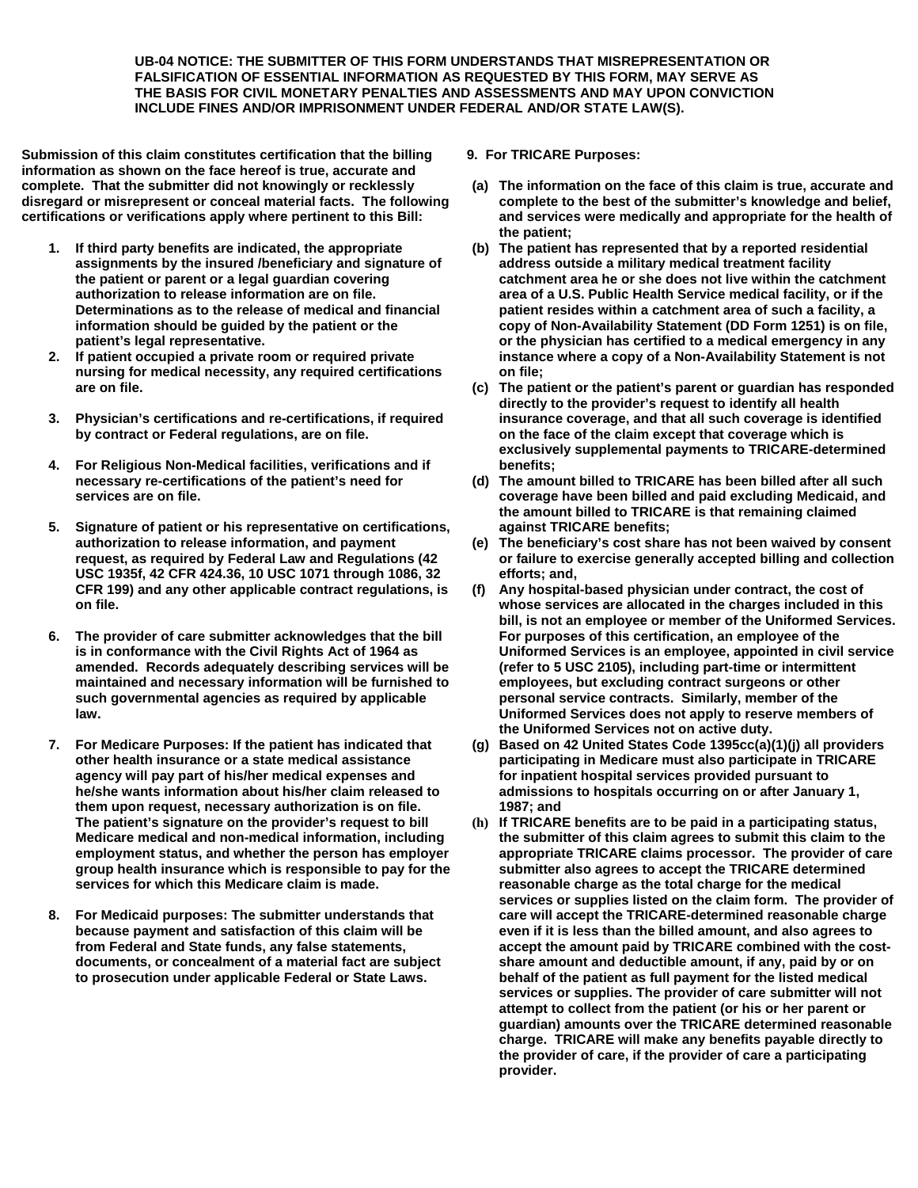**UB-04 NOTICE: THE SUBMITTER OF THIS FORM UNDERSTANDS THAT MISREPRESENTATION OR FALSIFICATION OF ESSENTIAL INFORMATION AS REQUESTED BY THIS FORM, MAY SERVE AS THE BASIS FOR CIVIL MONETARY PENALTIES AND ASSESSMENTS AND MAY UPON CONVICTION INCLUDE FINES AND/OR IMPRISONMENT UNDER FEDERAL AND/OR STATE LAW(S).**

**Submission of this claim constitutes certification that the billing information as shown on the face hereof is true, accurate and complete. That the submitter did not knowingly or recklessly disregard or misrepresent or conceal material facts. The following certifications or verifications apply where pertinent to this Bill:**

1. **If third party benefits are indicated, the appropriate assignments by the insured /beneficiary and signature of the patient or parent or a legal guardian covering authorization to release information are on file. Determinations as to the release of medical and financial information should be guided by the patient or the patient's legal representative.**
2. **If patient occupied a private room or required private nursing for medical necessity, any required certifications are on file.**
3. **Physician's certifications and re-certifications, if required by contract or Federal regulations, are on file.**
4. **For Religious Non-Medical facilities, verifications and if necessary re-certifications of the patient's need for services are on file.**
5. **Signature of patient or his representative on certifications, authorization to release information, and payment request, as required by Federal Law and Regulations (42 USC 1935f, 42 CFR 424.36, 10 USC 1071 through 1086, 32 CFR 199) and any other applicable contract regulations, is on file.**
6. **The provider of care submitter acknowledges that the bill is in conformance with the Civil Rights Act of 1964 as amended. Records adequately describing services will be maintained and necessary information will be furnished to such governmental agencies as required by applicable law.**
7. **For Medicare Purposes: If the patient has indicated that other health insurance or a state medical assistance agency will pay part of his/her medical expenses and he/she wants information about his/her claim released to them upon request, necessary authorization is on file. The patient's signature on the provider's request to bill Medicare medical and non-medical information, including employment status, and whether the person has employer group health insurance which is responsible to pay for the services for which this Medicare claim is made.**
8. **For Medicaid purposes: The submitter understands that because payment and satisfaction of this claim will be from Federal and State funds, any false statements, documents, or concealment of a material fact are subject to prosecution under applicable Federal or State Laws.**
9. **For TRICARE Purposes:**

   **(a) The information on the face of this claim is true, accurate and complete to the best of the submitter's knowledge and belief, and services were medically and appropriate for the health of the patient;**

   **(b) The patient has represented that by a reported residential address outside a military medical treatment facility catchment area he or she does not live within the catchment area of a U.S. Public Health Service medical facility, or if the patient resides within a catchment area of such a facility, a copy of Non-Availability Statement (DD Form 1251) is on file, or the physician has certified to a medical emergency in any instance where a copy of a Non-Availability Statement is not on file;**

   **(c) The patient or the patient's parent or guardian has responded directly to the provider's request to identify all health insurance coverage, and that all such coverage is identified on the face of the claim except that coverage which is exclusively supplemental payments to TRICARE-determined benefits;**

   **(d) The amount billed to TRICARE has been billed after all such coverage have been billed and paid excluding Medicaid, and the amount billed to TRICARE is that remaining claimed against TRICARE benefits;**

   **(e) The beneficiary's cost share has not been waived by consent or failure to exercise generally accepted billing and collection efforts; and,**

   **(f) Any hospital-based physician under contract, the cost of whose services are allocated in the charges included in this bill, is not an employee or member of the Uniformed Services. For purposes of this certification, an employee of the Uniformed Services is an employee, appointed in civil service (refer to 5 USC 2105), including part-time or intermittent employees, but excluding contract surgeons or other personal service contracts. Similarly, member of the Uniformed Services does not apply to reserve members of the Uniformed Services not on active duty.**

   **(g) Based on 42 United States Code 1395cc(a)(1)(j) all providers participating in Medicare must also participate in TRICARE for inpatient hospital services provided pursuant to admissions to hospitals occurring on or after January 1, 1987; and**

   **(h) If TRICARE benefits are to be paid in a participating status, the submitter of this claim agrees to submit this claim to the appropriate TRICARE claims processor. The provider of care submitter also agrees to accept the TRICARE determined reasonable charge as the total charge for the medical services or supplies listed on the claim form. The provider of care will accept the TRICARE-determined reasonable charge even if it is less than the billed amount, and also agrees to accept the amount paid by TRICARE combined with the cost-share amount and deductible amount, if any, paid by or on behalf of the patient as full payment for the listed medical services or supplies. The provider of care submitter will not attempt to collect from the patient (or his or her parent or guardian) amounts over the TRICARE determined reasonable charge. TRICARE will make any benefits payable directly to the provider of care, if the provider of care a participating provider.**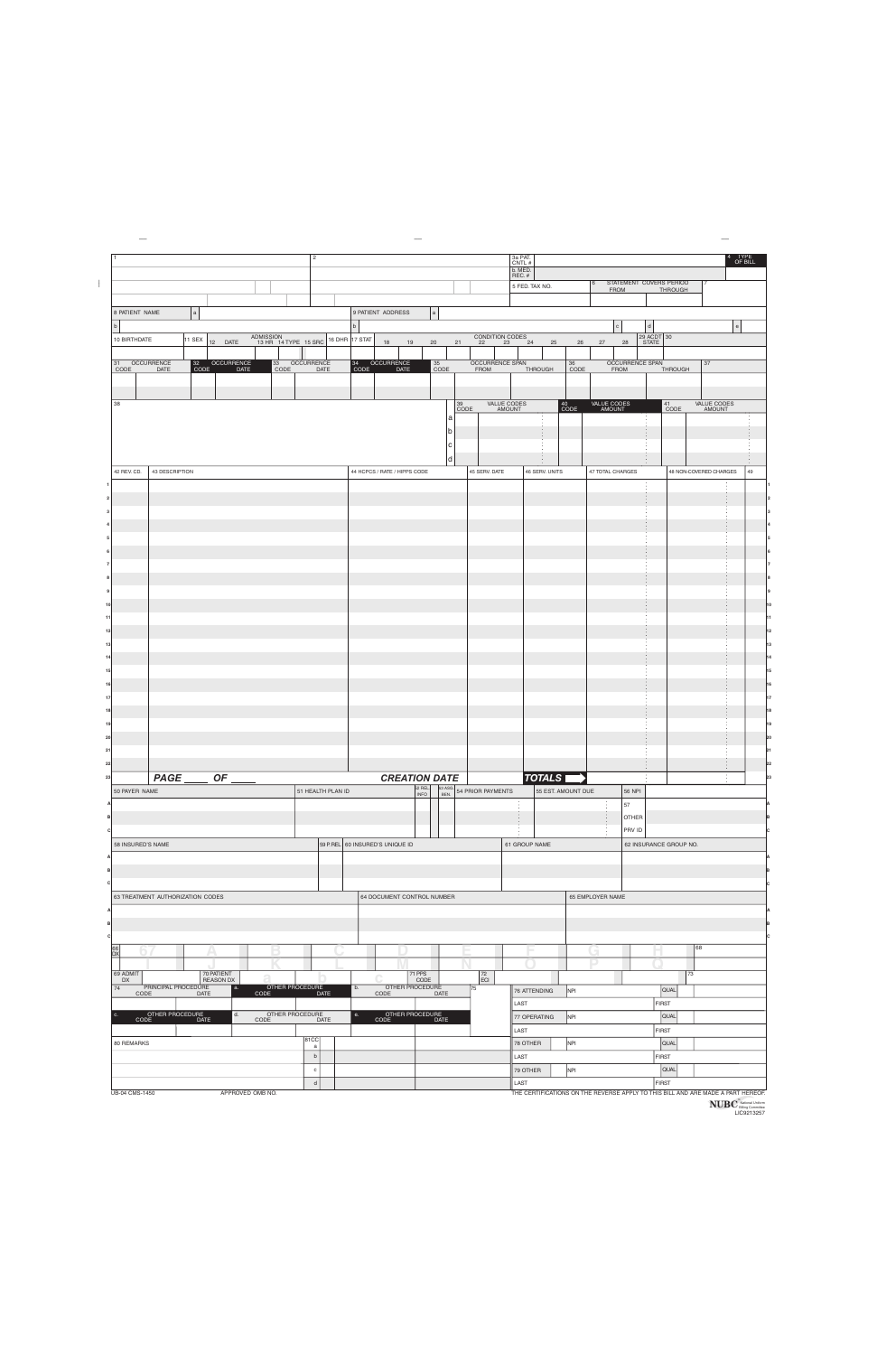| 1 | 2 | 3a PAT. CNTL # | | 4 TYPE OF BILL |
|---|---|---|---|---|
| | | b. MED. REC. # | | |
| | | 5 FED. TAX NO. | 6 STATEMENT COVERS PERIOD FROM THROUGH | 7 |

| 8 PATIENT NAME | a | 9 PATIENT ADDRESS | a |
|---|---|---|---|
| b | | b | c d e |

| 10 BIRTHDATE | 11 SEX | ADMISSION 12 DATE | 13 HR | 14 TYPE | 15 SRC | 16 DHR | 17 STAT | CONDITION CODES 18 | 19 | 20 | 21 | 22 | 23 | 24 | 25 | 26 | 27 | 28 | 29 ACDT STATE | 30 |
|---|---|---|---|---|---|---|---|---|---|---|---|---|---|---|---|---|---|---|---|---|
| | | | | | | | | | | | | | | | | | | | | |

| 31 OCCURRENCE CODE | DATE | 32 OCCURRENCE CODE | DATE | 33 OCCURRENCE CODE | DATE | 34 OCCURRENCE CODE | DATE | 35 OCCURRENCE SPAN CODE | FROM | THROUGH | 36 OCCURRENCE SPAN CODE | FROM | THROUGH | 37 |
|---|---|---|---|---|---|---|---|---|---|---|---|---|---|---|
| | | | | | | | | | | | | | | |

| 38 | | 39 VALUE CODES CODE | AMOUNT | 40 VALUE CODES CODE | AMOUNT | 41 VALUE CODES CODE | AMOUNT |
|---|---|---|---|---|---|---|---|
| | a | | | | | | |
| | b | | | | | | |
| | c | | | | | | |
| | d | | | | | | |

| | 42 REV. CD. | 43 DESCRIPTION | 44 HCPCS / RATE / HIPPS CODE | 45 SERV. DATE | 46 SERV. UNITS | 47 TOTAL CHARGES | 48 NON-COVERED CHARGES | 49 | |
|---|---|---|---|---|---|---|---|---|---|
| 1 | | | | | | | | | 1 |
| 2 | | | | | | | | | 2 |
| 3 | | | | | | | | | 3 |
| 4 | | | | | | | | | 4 |
| 5 | | | | | | | | | 5 |
| 6 | | | | | | | | | 6 |
| 7 | | | | | | | | | 7 |
| 8 | | | | | | | | | 8 |
| 9 | | | | | | | | | 9 |
| 10 | | | | | | | | | 10 |
| 11 | | | | | | | | | 11 |
| 12 | | | | | | | | | 12 |
| 13 | | | | | | | | | 13 |
| 14 | | | | | | | | | 14 |
| 15 | | | | | | | | | 15 |
| 16 | | | | | | | | | 16 |
| 17 | | | | | | | | | 17 |
| 18 | | | | | | | | | 18 |
| 19 | | | | | | | | | 19 |
| 20 | | | | | | | | | 20 |
| 21 | | | | | | | | | 21 |
| 22 | | | | | | | | | 22 |
| 23 | | ***PAGE \_\_\_\_ OF \_\_\_\_*** | ***CREATION DATE*** | | ***TOTALS*** | | | | 23 |

| | 50 PAYER NAME | 51 HEALTH PLAN ID | 52 REL. INFO | 53 ASG. BEN. | 54 PRIOR PAYMENTS | 55 EST. AMOUNT DUE | 56 NPI | | |
|---|---|---|---|---|---|---|---|---|---|
| A | | | | | | | 57 | | A |
| B | | | | | | | OTHER | | B |
| C | | | | | | | PRV ID | | C |

| | 58 INSURED'S NAME | 59 P.REL | 60 INSURED'S UNIQUE ID | 61 GROUP NAME | 62 INSURANCE GROUP NO. | |
|---|---|---|---|---|---|---|
| A | | | | | | A |
| B | | | | | | B |
| C | | | | | | C |

| | 63 TREATMENT AUTHORIZATION CODES | 64 DOCUMENT CONTROL NUMBER | 65 EMPLOYER NAME | |
|---|---|---|---|---|
| A | | | | A |
| B | | | | B |
| C | | | | C |

| 66 DX | 67 | A | B | C | D | E | F | G | H | 68 |
|---|---|---|---|---|---|---|---|---|---|---|
| | I | J | K | L | M | N | O | P | Q | |

| 69 ADMIT DX | 70 PATIENT REASON DX | a | b | c | 71 PPS CODE | 72 ECI | | 73 |
|---|---|---|---|---|---|---|---|---|

| 74 PRINCIPAL PROCEDURE CODE | DATE | a. OTHER PROCEDURE CODE | DATE | b. OTHER PROCEDURE CODE | DATE | 75 | 76 ATTENDING | NPI | QUAL |
|---|---|---|---|---|---|---|---|---|---|
| | | | | | | | LAST | | FIRST |
| c. OTHER PROCEDURE CODE | DATE | d. OTHER PROCEDURE CODE | DATE | e. OTHER PROCEDURE CODE | DATE | | 77 OPERATING | NPI | QUAL |
| | | | | | | | LAST | | FIRST |

| 80 REMARKS | 81CC a | | | 78 OTHER | NPI | QUAL |
|---|---|---|---|---|---|---|
| | b | | | LAST | | FIRST |
| | c | | | 79 OTHER | NPI | QUAL |
| | d | | | LAST | | FIRST |

UB-04 CMS-1450 APPROVED OMB NO.

THE CERTIFICATIONS ON THE REVERSE APPLY TO THIS BILL AND ARE MADE A PART HEREOF.

NUBC National Uniform Billing Committee LIC9213257